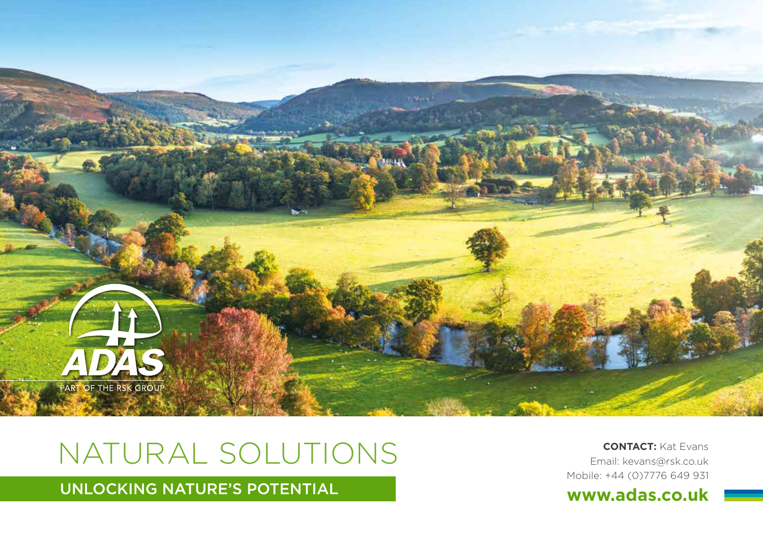ADAS

PART OF THE RSK GROUP

# NATURAL SOLUTIONS

## UNLOCKING NATURE'S POTENTIAL

**CONTACT:** Kat Evans
Email: kevans@rsk.co.uk
Mobile: +44 (0)7776 649 931

**www.adas.co.uk**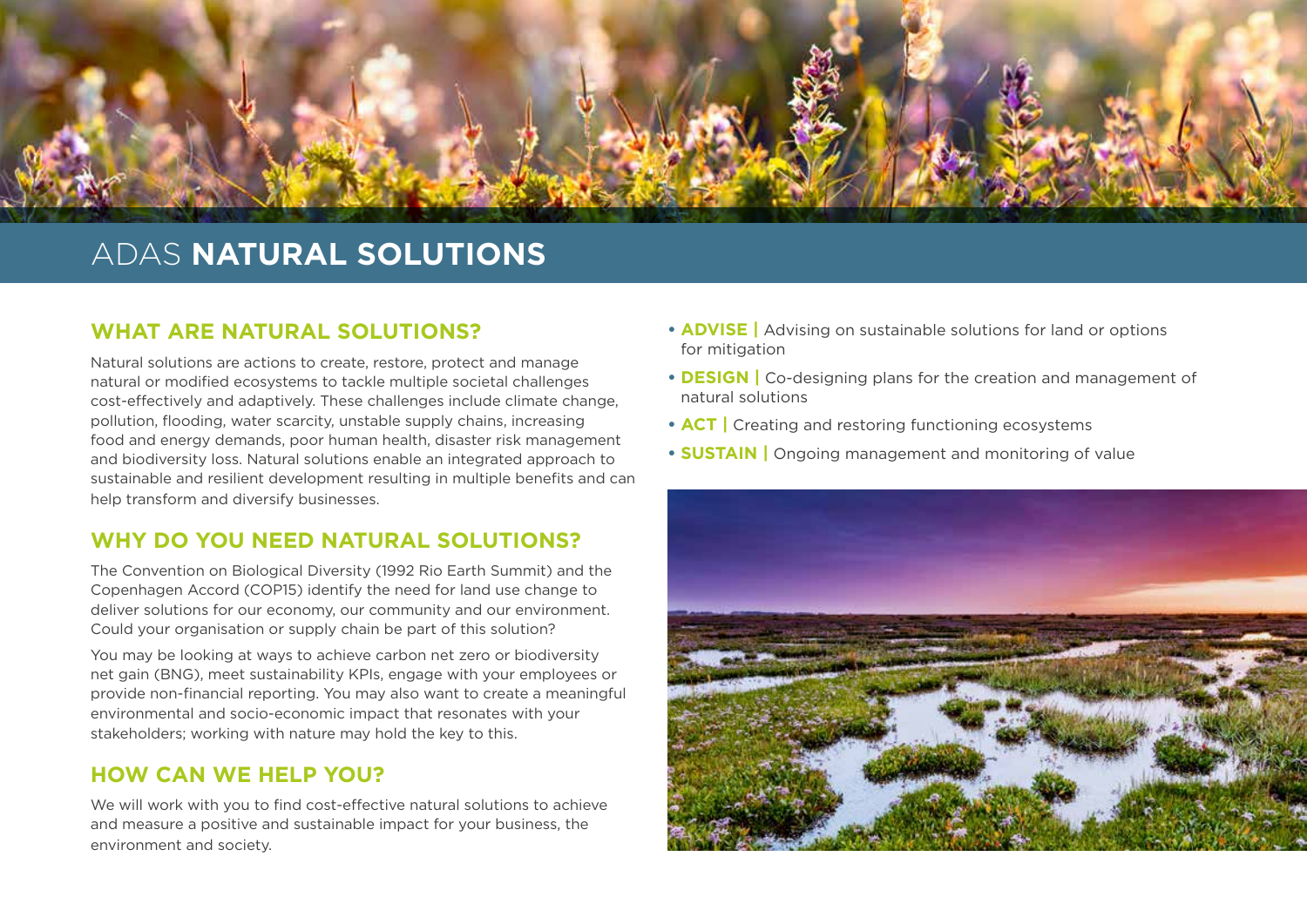# ADAS **NATURAL SOLUTIONS**

## WHAT ARE NATURAL SOLUTIONS?

Natural solutions are actions to create, restore, protect and manage natural or modified ecosystems to tackle multiple societal challenges cost-effectively and adaptively. These challenges include climate change, pollution, flooding, water scarcity, unstable supply chains, increasing food and energy demands, poor human health, disaster risk management and biodiversity loss. Natural solutions enable an integrated approach to sustainable and resilient development resulting in multiple benefits and can help transform and diversify businesses.

## WHY DO YOU NEED NATURAL SOLUTIONS?

The Convention on Biological Diversity (1992 Rio Earth Summit) and the Copenhagen Accord (COP15) identify the need for land use change to deliver solutions for our economy, our community and our environment. Could your organisation or supply chain be part of this solution?

You may be looking at ways to achieve carbon net zero or biodiversity net gain (BNG), meet sustainability KPIs, engage with your employees or provide non-financial reporting. You may also want to create a meaningful environmental and socio-economic impact that resonates with your stakeholders; working with nature may hold the key to this.

## HOW CAN WE HELP YOU?

We will work with you to find cost-effective natural solutions to achieve and measure a positive and sustainable impact for your business, the environment and society.

- **ADVISE |** Advising on sustainable solutions for land or options for mitigation
- **DESIGN |** Co-designing plans for the creation and management of natural solutions
- **ACT |** Creating and restoring functioning ecosystems
- **SUSTAIN |** Ongoing management and monitoring of value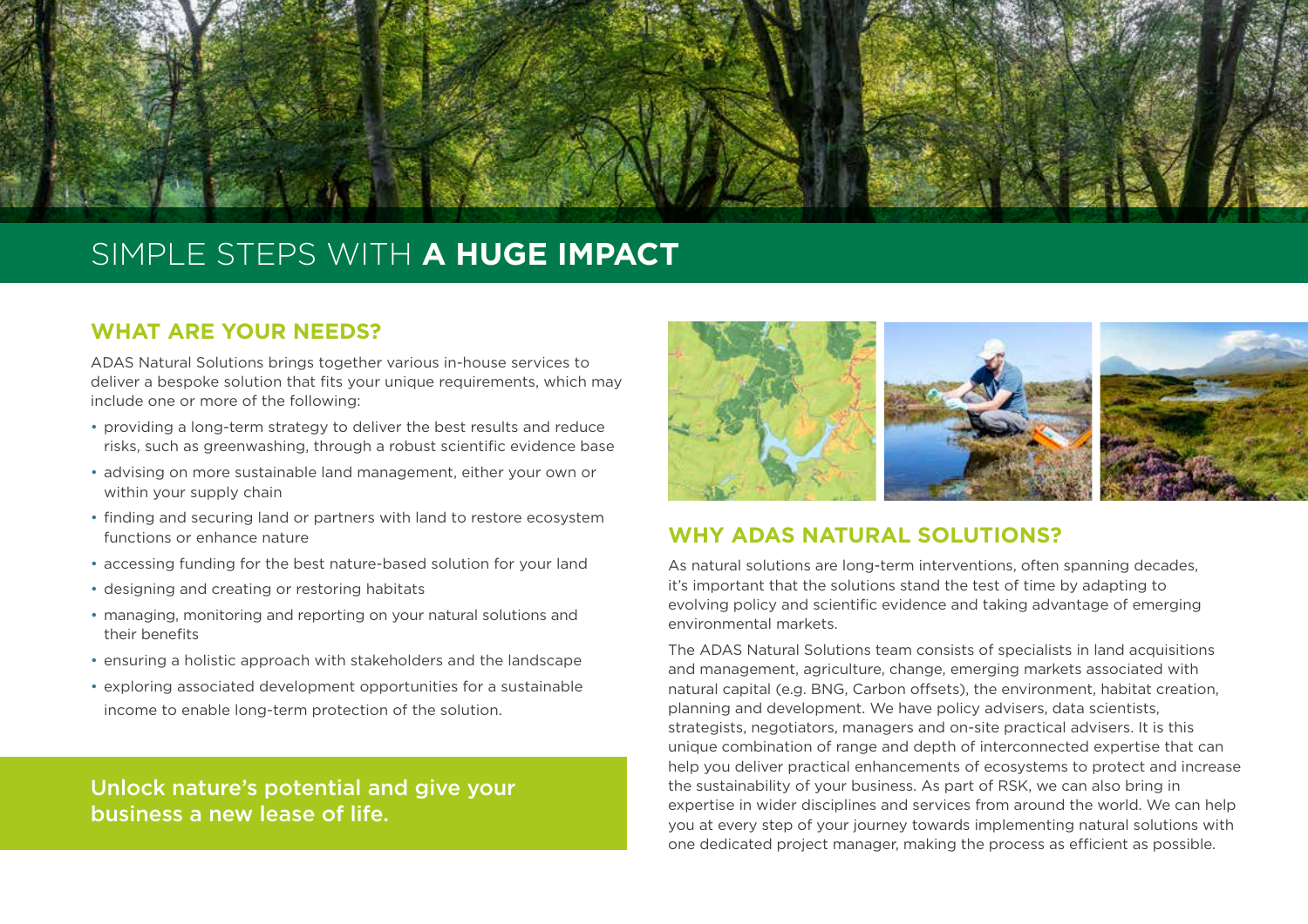# SIMPLE STEPS WITH **A HUGE IMPACT**

## WHAT ARE YOUR NEEDS?

ADAS Natural Solutions brings together various in-house services to deliver a bespoke solution that fits your unique requirements, which may include one or more of the following:

- providing a long-term strategy to deliver the best results and reduce risks, such as greenwashing, through a robust scientific evidence base
- advising on more sustainable land management, either your own or within your supply chain
- finding and securing land or partners with land to restore ecosystem functions or enhance nature
- accessing funding for the best nature-based solution for your land
- designing and creating or restoring habitats
- managing, monitoring and reporting on your natural solutions and their benefits
- ensuring a holistic approach with stakeholders and the landscape
- exploring associated development opportunities for a sustainable income to enable long-term protection of the solution.

**Unlock nature's potential and give your business a new lease of life.**

## WHY ADAS NATURAL SOLUTIONS?

As natural solutions are long-term interventions, often spanning decades, it's important that the solutions stand the test of time by adapting to evolving policy and scientific evidence and taking advantage of emerging environmental markets.

The ADAS Natural Solutions team consists of specialists in land acquisitions and management, agriculture, change, emerging markets associated with natural capital (e.g. BNG, Carbon offsets), the environment, habitat creation, planning and development. We have policy advisers, data scientists, strategists, negotiators, managers and on-site practical advisers. It is this unique combination of range and depth of interconnected expertise that can help you deliver practical enhancements of ecosystems to protect and increase the sustainability of your business. As part of RSK, we can also bring in expertise in wider disciplines and services from around the world. We can help you at every step of your journey towards implementing natural solutions with one dedicated project manager, making the process as efficient as possible.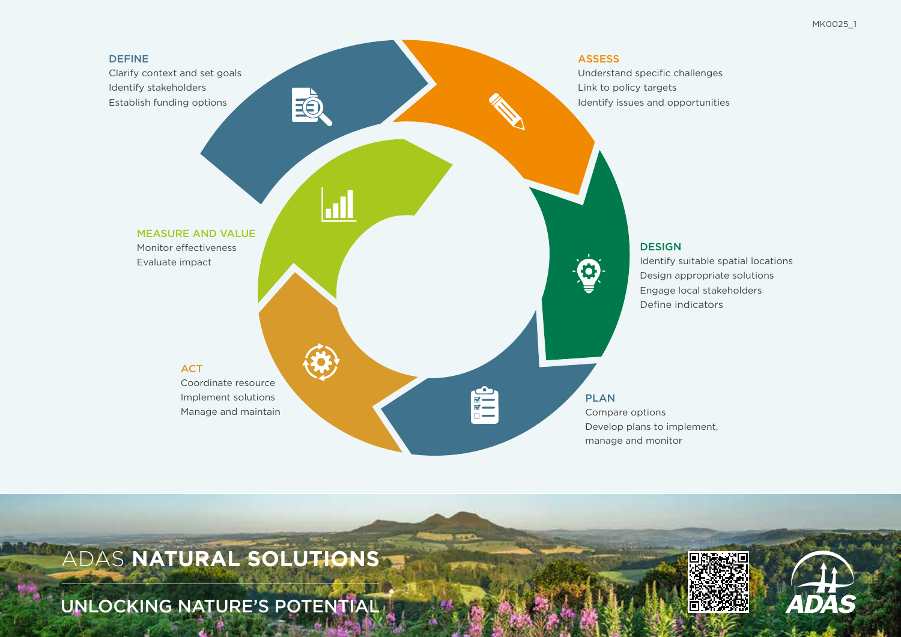MK0025_1

## DEFINE

Clarify context and set goals
Identify stakeholders
Establish funding options

## ASSESS

Understand specific challenges
Link to policy targets
Identify issues and opportunities

## DESIGN

Identify suitable spatial locations
Design appropriate solutions
Engage local stakeholders
Define indicators

## PLAN

Compare options
Develop plans to implement, manage and monitor

## ACT

Coordinate resource
Implement solutions
Manage and maintain

## MEASURE AND VALUE

Monitor effectiveness
Evaluate impact

# ADAS **NATURAL SOLUTIONS**

## UNLOCKING NATURE'S POTENTIAL

ADAS